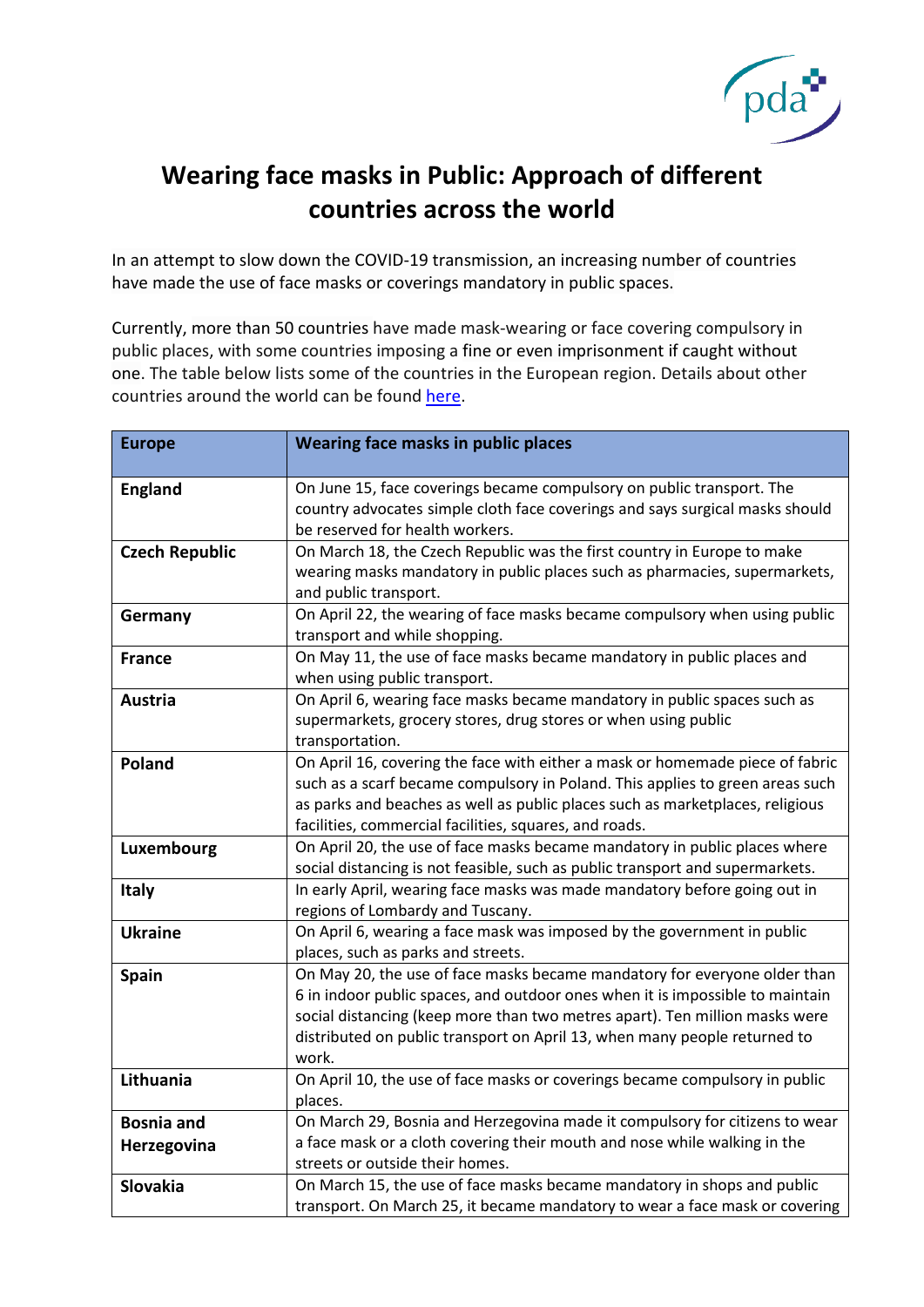# Wearing face masks in Public: Approach of different countries across the world

In an attempt to slow down the COVID-19 transmission, an increasing number of countries have made the use of face masks or coverings mandatory in public spaces.

Currently, more than 50 countries have made mask-wearing or face covering compulsory in public places, with some countries imposing a fine or even imprisonment if caught without one. The table below lists some of the countries in the European region. Details about other countries around the world can be found here.

| Europe | Wearing face masks in public places |
|---|---|
| **England** | On June 15, face coverings became compulsory on public transport. The country advocates simple cloth face coverings and says surgical masks should be reserved for health workers. |
| **Czech Republic** | On March 18, the Czech Republic was the first country in Europe to make wearing masks mandatory in public places such as pharmacies, supermarkets, and public transport. |
| **Germany** | On April 22, the wearing of face masks became compulsory when using public transport and while shopping. |
| **France** | On May 11, the use of face masks became mandatory in public places and when using public transport. |
| **Austria** | On April 6, wearing face masks became mandatory in public spaces such as supermarkets, grocery stores, drug stores or when using public transportation. |
| **Poland** | On April 16, covering the face with either a mask or homemade piece of fabric such as a scarf became compulsory in Poland. This applies to green areas such as parks and beaches as well as public places such as marketplaces, religious facilities, commercial facilities, squares, and roads. |
| **Luxembourg** | On April 20, the use of face masks became mandatory in public places where social distancing is not feasible, such as public transport and supermarkets. |
| **Italy** | In early April, wearing face masks was made mandatory before going out in regions of Lombardy and Tuscany. |
| **Ukraine** | On April 6, wearing a face mask was imposed by the government in public places, such as parks and streets. |
| **Spain** | On May 20, the use of face masks became mandatory for everyone older than 6 in indoor public spaces, and outdoor ones when it is impossible to maintain social distancing (keep more than two metres apart). Ten million masks were distributed on public transport on April 13, when many people returned to work. |
| **Lithuania** | On April 10, the use of face masks or coverings became compulsory in public places. |
| **Bosnia and Herzegovina** | On March 29, Bosnia and Herzegovina made it compulsory for citizens to wear a face mask or a cloth covering their mouth and nose while walking in the streets or outside their homes. |
| **Slovakia** | On March 15, the use of face masks became mandatory in shops and public transport. On March 25, it became mandatory to wear a face mask or covering |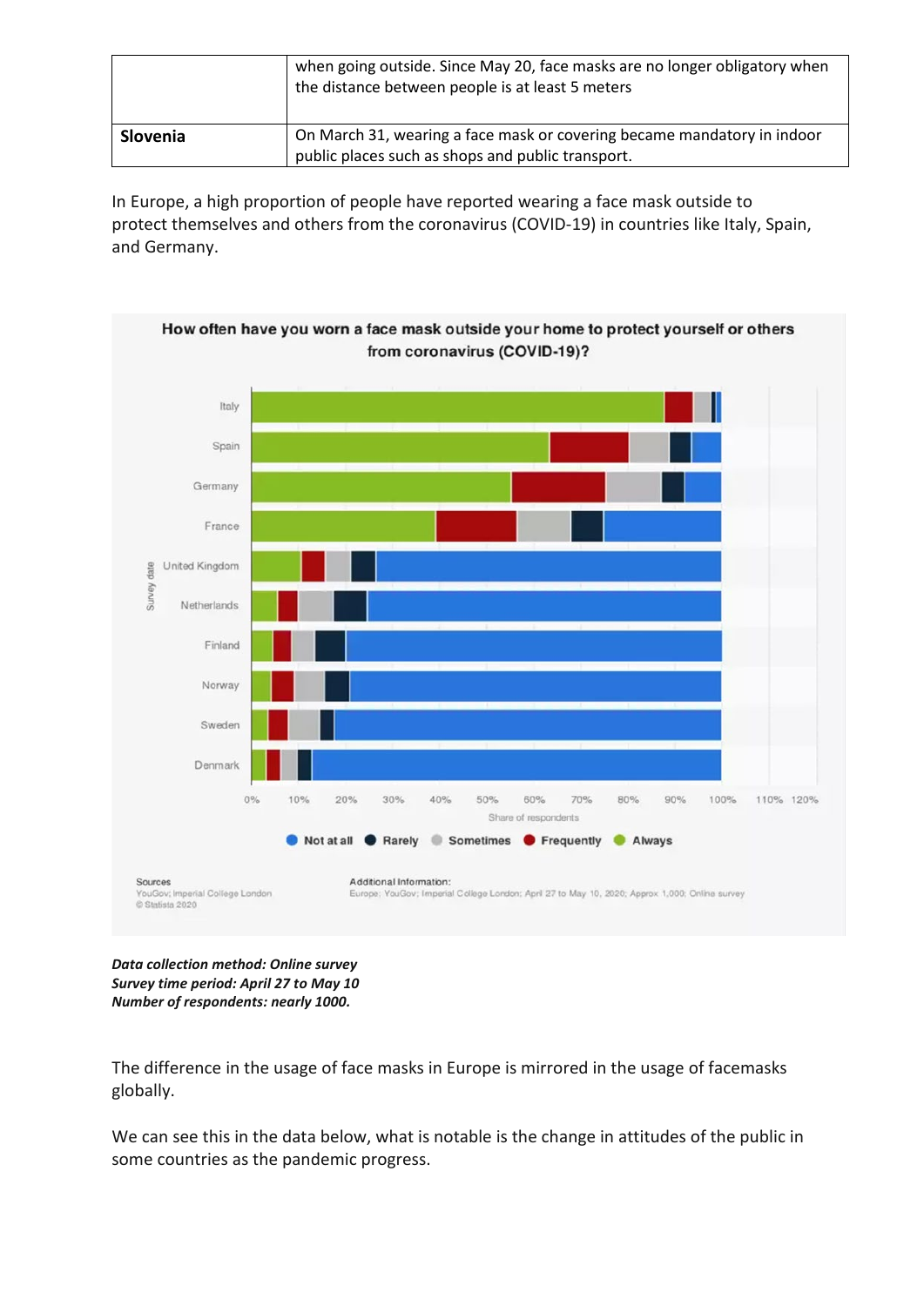| | when going outside. Since May 20, face masks are no longer obligatory when the distance between people is at least 5 meters |
|---|---|
| **Slovenia** | On March 31, wearing a face mask or covering became mandatory in indoor public places such as shops and public transport. |

In Europe, a high proportion of people have reported wearing a face mask outside to protect themselves and others from the coronavirus (COVID-19) in countries like Italy, Spain, and Germany.

***Data collection method: Online survey***
***Survey time period: April 27 to May 10***
***Number of respondents: nearly 1000.***

The difference in the usage of face masks in Europe is mirrored in the usage of facemasks globally.

We can see this in the data below, what is notable is the change in attitudes of the public in some countries as the pandemic progress.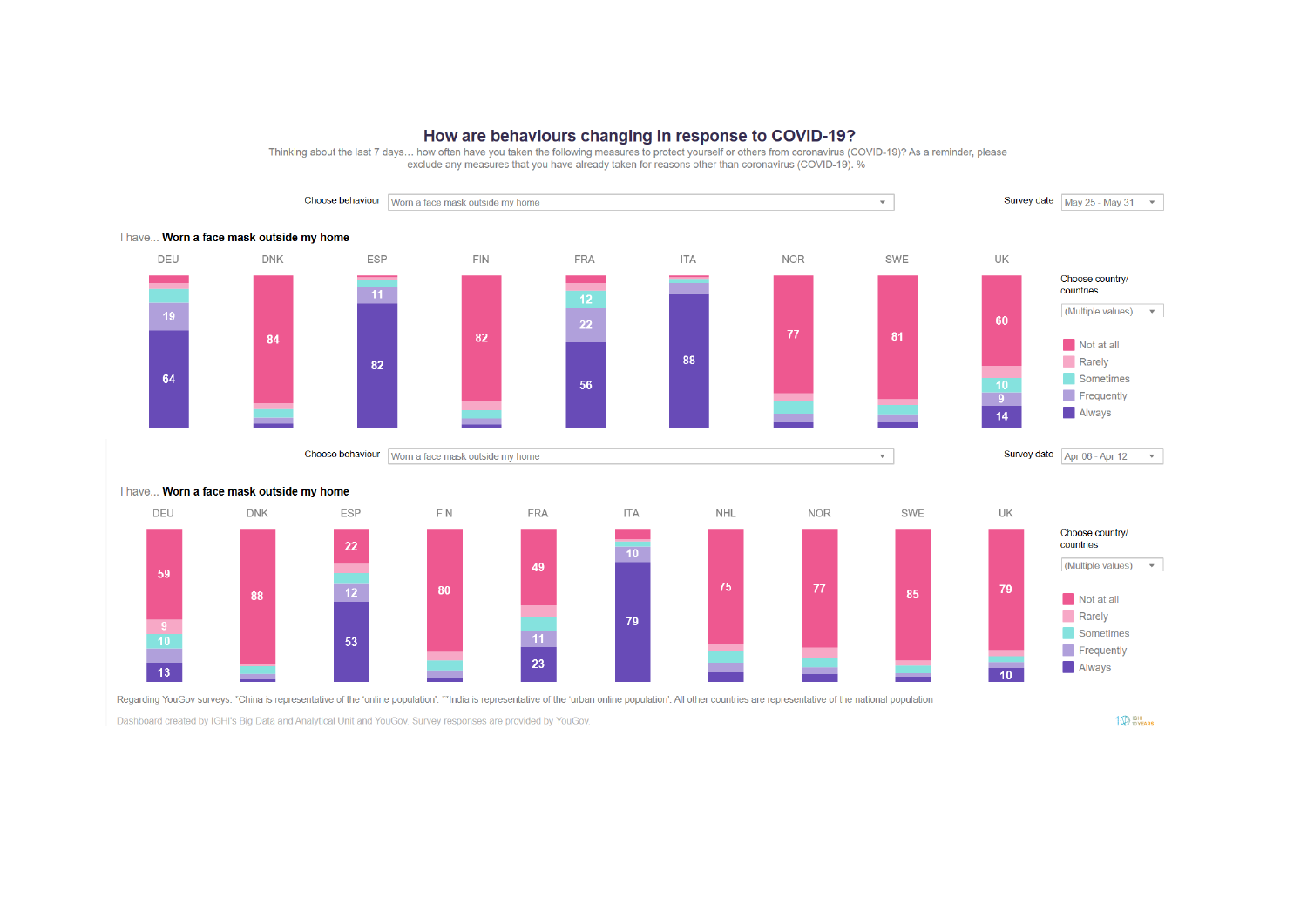## How are behaviours changing in response to COVID-19?

Thinking about the last 7 days… how often have you taken the following measures to protect yourself or others from coronavirus (COVID-19)? As a reminder, please exclude any measures that you have already taken for reasons other than coronavirus (COVID-19). %

Choose behaviour: Worn a face mask outside my home

Survey date: May 25 - May 31

I have... **Worn a face mask outside my home**

DEU DNK ESP FIN FRA ITA NOR SWE UK

DEU: 19, 64
DNK: 84
ESP: 11, 82
FIN: 82
FRA: 12, 22, 56
ITA: 88
NOR: 77
SWE: 81
UK: 60, 10, 9, 14

Choose country/ countries: (Multiple values)

Not at all
Rarely
Sometimes
Frequently
Always

Choose behaviour: Worn a face mask outside my home

Survey date: Apr 06 - Apr 12

I have... **Worn a face mask outside my home**

DEU DNK ESP FIN FRA ITA NHL NOR SWE UK

DEU: 59, 9, 10, 13
DNK: 88
ESP: 22, 12, 53
FIN: 80
FRA: 49, 11, 23
ITA: 10, 79
NHL: 75
NOR: 77
SWE: 85
UK: 79, 10

Choose country/ countries: (Multiple values)

Not at all
Rarely
Sometimes
Frequently
Always

Regarding YouGov surveys: *China is representative of the 'online population'. **India is representative of the 'urban online population'. All other countries are representative of the national population

Dashboard created by IGHI's Big Data and Analytical Unit and YouGov. Survey responses are provided by YouGov.